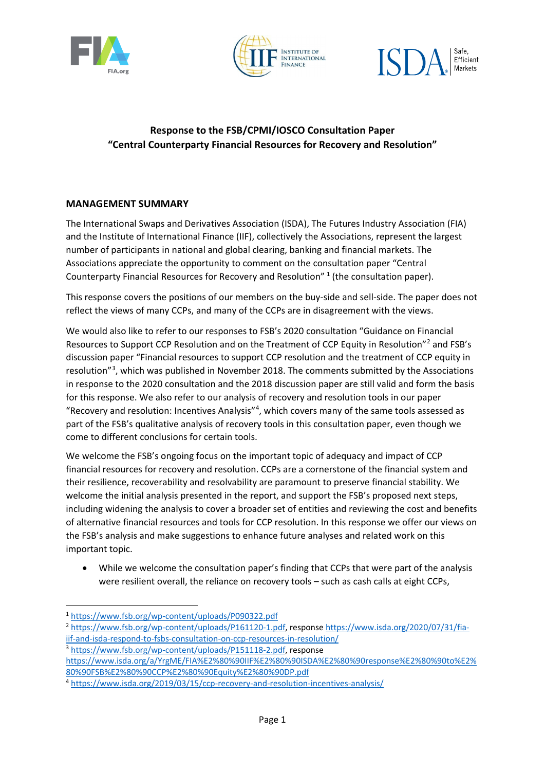**Response to the FSB/CPMI/IOSCO Consultation Paper**
**"Central Counterparty Financial Resources for Recovery and Resolution"**

## MANAGEMENT SUMMARY

The International Swaps and Derivatives Association (ISDA), The Futures Industry Association (FIA) and the Institute of International Finance (IIF), collectively the Associations, represent the largest number of participants in national and global clearing, banking and financial markets. The Associations appreciate the opportunity to comment on the consultation paper "Central Counterparty Financial Resources for Recovery and Resolution" [1] (the consultation paper).

This response covers the positions of our members on the buy-side and sell-side. The paper does not reflect the views of many CCPs, and many of the CCPs are in disagreement with the views.

We would also like to refer to our responses to FSB's 2020 consultation "Guidance on Financial Resources to Support CCP Resolution and on the Treatment of CCP Equity in Resolution"[2] and FSB's discussion paper "Financial resources to support CCP resolution and the treatment of CCP equity in resolution"[3], which was published in November 2018. The comments submitted by the Associations in response to the 2020 consultation and the 2018 discussion paper are still valid and form the basis for this response. We also refer to our analysis of recovery and resolution tools in our paper "Recovery and resolution: Incentives Analysis"[4], which covers many of the same tools assessed as part of the FSB's qualitative analysis of recovery tools in this consultation paper, even though we come to different conclusions for certain tools.

We welcome the FSB's ongoing focus on the important topic of adequacy and impact of CCP financial resources for recovery and resolution. CCPs are a cornerstone of the financial system and their resilience, recoverability and resolvability are paramount to preserve financial stability. We welcome the initial analysis presented in the report, and support the FSB's proposed next steps, including widening the analysis to cover a broader set of entities and reviewing the cost and benefits of alternative financial resources and tools for CCP resolution. In this response we offer our views on the FSB's analysis and make suggestions to enhance future analyses and related work on this important topic.

- While we welcome the consultation paper's finding that CCPs that were part of the analysis were resilient overall, the reliance on recovery tools – such as cash calls at eight CCPs,

---

[1] https://www.fsb.org/wp-content/uploads/P090322.pdf

[2] https://www.fsb.org/wp-content/uploads/P161120-1.pdf, response https://www.isda.org/2020/07/31/fia-iif-and-isda-respond-to-fsbs-consultation-on-ccp-resources-in-resolution/

[3] https://www.fsb.org/wp-content/uploads/P151118-2.pdf, response https://www.isda.org/a/YrgME/FIA%E2%80%90IIF%E2%80%90ISDA%E2%80%90response%E2%80%90to%E2%80%90FSB%E2%80%90CCP%E2%80%90Equity%E2%80%90DP.pdf

[4] https://www.isda.org/2019/03/15/ccp-recovery-and-resolution-incentives-analysis/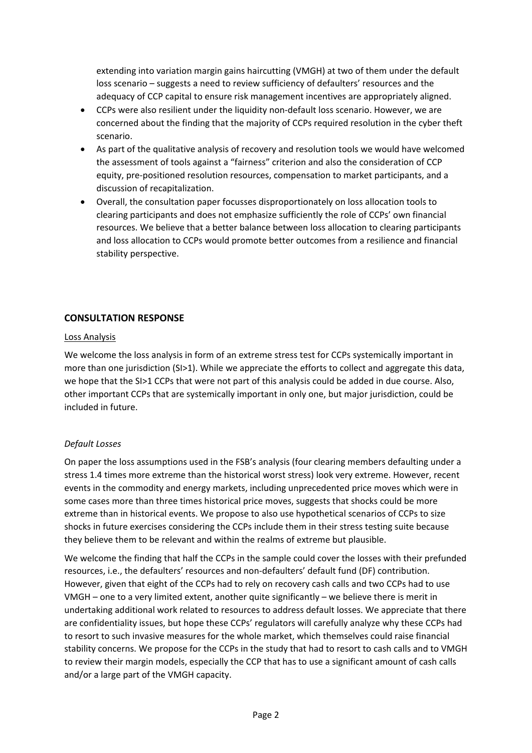extending into variation margin gains haircutting (VMGH) at two of them under the default loss scenario – suggests a need to review sufficiency of defaulters' resources and the adequacy of CCP capital to ensure risk management incentives are appropriately aligned.

- CCPs were also resilient under the liquidity non-default loss scenario. However, we are concerned about the finding that the majority of CCPs required resolution in the cyber theft scenario.
- As part of the qualitative analysis of recovery and resolution tools we would have welcomed the assessment of tools against a "fairness" criterion and also the consideration of CCP equity, pre-positioned resolution resources, compensation to market participants, and a discussion of recapitalization.
- Overall, the consultation paper focusses disproportionately on loss allocation tools to clearing participants and does not emphasize sufficiently the role of CCPs' own financial resources. We believe that a better balance between loss allocation to clearing participants and loss allocation to CCPs would promote better outcomes from a resilience and financial stability perspective.

## CONSULTATION RESPONSE

### Loss Analysis

We welcome the loss analysis in form of an extreme stress test for CCPs systemically important in more than one jurisdiction (SI>1). While we appreciate the efforts to collect and aggregate this data, we hope that the SI>1 CCPs that were not part of this analysis could be added in due course. Also, other important CCPs that are systemically important in only one, but major jurisdiction, could be included in future.

#### *Default Losses*

On paper the loss assumptions used in the FSB's analysis (four clearing members defaulting under a stress 1.4 times more extreme than the historical worst stress) look very extreme. However, recent events in the commodity and energy markets, including unprecedented price moves which were in some cases more than three times historical price moves, suggests that shocks could be more extreme than in historical events. We propose to also use hypothetical scenarios of CCPs to size shocks in future exercises considering the CCPs include them in their stress testing suite because they believe them to be relevant and within the realms of extreme but plausible.

We welcome the finding that half the CCPs in the sample could cover the losses with their prefunded resources, i.e., the defaulters' resources and non-defaulters' default fund (DF) contribution. However, given that eight of the CCPs had to rely on recovery cash calls and two CCPs had to use VMGH – one to a very limited extent, another quite significantly – we believe there is merit in undertaking additional work related to resources to address default losses. We appreciate that there are confidentiality issues, but hope these CCPs' regulators will carefully analyze why these CCPs had to resort to such invasive measures for the whole market, which themselves could raise financial stability concerns. We propose for the CCPs in the study that had to resort to cash calls and to VMGH to review their margin models, especially the CCP that has to use a significant amount of cash calls and/or a large part of the VMGH capacity.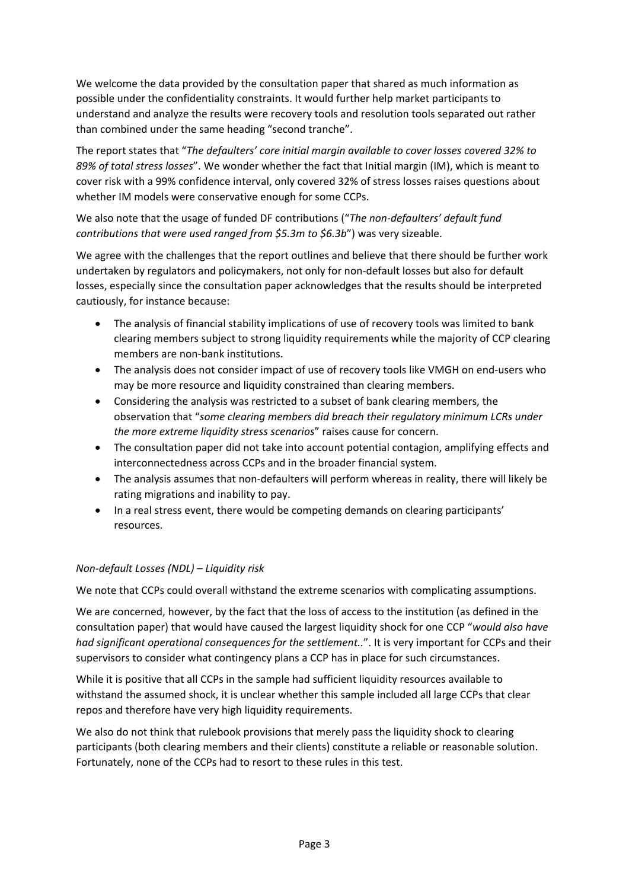We welcome the data provided by the consultation paper that shared as much information as possible under the confidentiality constraints. It would further help market participants to understand and analyze the results were recovery tools and resolution tools separated out rather than combined under the same heading "second tranche".

The report states that "*The defaulters' core initial margin available to cover losses covered 32% to 89% of total stress losses*". We wonder whether the fact that Initial margin (IM), which is meant to cover risk with a 99% confidence interval, only covered 32% of stress losses raises questions about whether IM models were conservative enough for some CCPs.

We also note that the usage of funded DF contributions ("*The non-defaulters' default fund contributions that were used ranged from $5.3m to $6.3b*") was very sizeable.

We agree with the challenges that the report outlines and believe that there should be further work undertaken by regulators and policymakers, not only for non-default losses but also for default losses, especially since the consultation paper acknowledges that the results should be interpreted cautiously, for instance because:

- The analysis of financial stability implications of use of recovery tools was limited to bank clearing members subject to strong liquidity requirements while the majority of CCP clearing members are non-bank institutions.
- The analysis does not consider impact of use of recovery tools like VMGH on end-users who may be more resource and liquidity constrained than clearing members.
- Considering the analysis was restricted to a subset of bank clearing members, the observation that "*some clearing members did breach their regulatory minimum LCRs under the more extreme liquidity stress scenarios*" raises cause for concern.
- The consultation paper did not take into account potential contagion, amplifying effects and interconnectedness across CCPs and in the broader financial system.
- The analysis assumes that non-defaulters will perform whereas in reality, there will likely be rating migrations and inability to pay.
- In a real stress event, there would be competing demands on clearing participants' resources.

*Non-default Losses (NDL) – Liquidity risk*

We note that CCPs could overall withstand the extreme scenarios with complicating assumptions.

We are concerned, however, by the fact that the loss of access to the institution (as defined in the consultation paper) that would have caused the largest liquidity shock for one CCP "*would also have had significant operational consequences for the settlement..*". It is very important for CCPs and their supervisors to consider what contingency plans a CCP has in place for such circumstances.

While it is positive that all CCPs in the sample had sufficient liquidity resources available to withstand the assumed shock, it is unclear whether this sample included all large CCPs that clear repos and therefore have very high liquidity requirements.

We also do not think that rulebook provisions that merely pass the liquidity shock to clearing participants (both clearing members and their clients) constitute a reliable or reasonable solution. Fortunately, none of the CCPs had to resort to these rules in this test.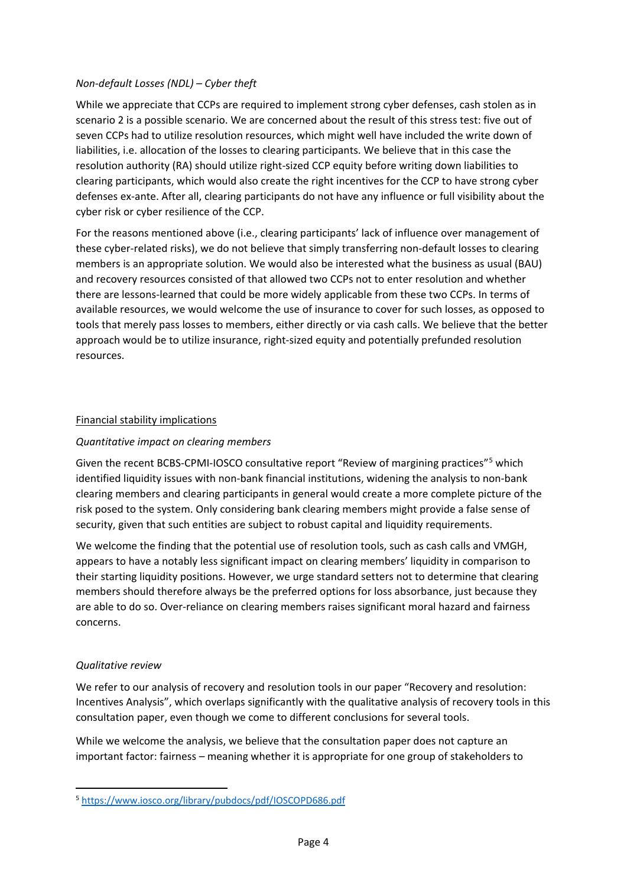*Non-default Losses (NDL) – Cyber theft*

While we appreciate that CCPs are required to implement strong cyber defenses, cash stolen as in scenario 2 is a possible scenario. We are concerned about the result of this stress test: five out of seven CCPs had to utilize resolution resources, which might well have included the write down of liabilities, i.e. allocation of the losses to clearing participants. We believe that in this case the resolution authority (RA) should utilize right-sized CCP equity before writing down liabilities to clearing participants, which would also create the right incentives for the CCP to have strong cyber defenses ex-ante. After all, clearing participants do not have any influence or full visibility about the cyber risk or cyber resilience of the CCP.

For the reasons mentioned above (i.e., clearing participants' lack of influence over management of these cyber-related risks), we do not believe that simply transferring non-default losses to clearing members is an appropriate solution. We would also be interested what the business as usual (BAU) and recovery resources consisted of that allowed two CCPs not to enter resolution and whether there are lessons-learned that could be more widely applicable from these two CCPs. In terms of available resources, we would welcome the use of insurance to cover for such losses, as opposed to tools that merely pass losses to members, either directly or via cash calls. We believe that the better approach would be to utilize insurance, right-sized equity and potentially prefunded resolution resources.

## Financial stability implications

*Quantitative impact on clearing members*

Given the recent BCBS-CPMI-IOSCO consultative report "Review of margining practices"[5] which identified liquidity issues with non-bank financial institutions, widening the analysis to non-bank clearing members and clearing participants in general would create a more complete picture of the risk posed to the system. Only considering bank clearing members might provide a false sense of security, given that such entities are subject to robust capital and liquidity requirements.

We welcome the finding that the potential use of resolution tools, such as cash calls and VMGH, appears to have a notably less significant impact on clearing members' liquidity in comparison to their starting liquidity positions. However, we urge standard setters not to determine that clearing members should therefore always be the preferred options for loss absorbance, just because they are able to do so. Over-reliance on clearing members raises significant moral hazard and fairness concerns.

*Qualitative review*

We refer to our analysis of recovery and resolution tools in our paper "Recovery and resolution: Incentives Analysis", which overlaps significantly with the qualitative analysis of recovery tools in this consultation paper, even though we come to different conclusions for several tools.

While we welcome the analysis, we believe that the consultation paper does not capture an important factor: fairness – meaning whether it is appropriate for one group of stakeholders to

[5] https://www.iosco.org/library/pubdocs/pdf/IOSCOPD686.pdf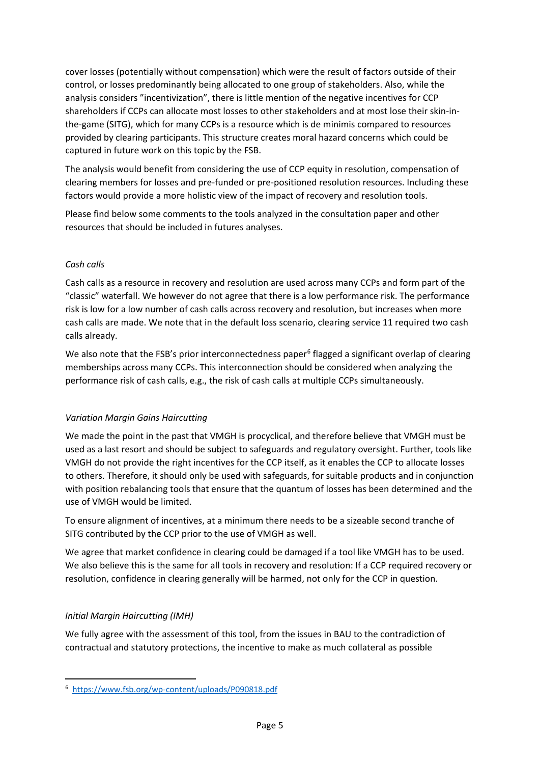cover losses (potentially without compensation) which were the result of factors outside of their control, or losses predominantly being allocated to one group of stakeholders. Also, while the analysis considers "incentivization", there is little mention of the negative incentives for CCP shareholders if CCPs can allocate most losses to other stakeholders and at most lose their skin-in-the-game (SITG), which for many CCPs is a resource which is de minimis compared to resources provided by clearing participants. This structure creates moral hazard concerns which could be captured in future work on this topic by the FSB.

The analysis would benefit from considering the use of CCP equity in resolution, compensation of clearing members for losses and pre-funded or pre-positioned resolution resources. Including these factors would provide a more holistic view of the impact of recovery and resolution tools.

Please find below some comments to the tools analyzed in the consultation paper and other resources that should be included in futures analyses.

*Cash calls*

Cash calls as a resource in recovery and resolution are used across many CCPs and form part of the "classic" waterfall. We however do not agree that there is a low performance risk. The performance risk is low for a low number of cash calls across recovery and resolution, but increases when more cash calls are made. We note that in the default loss scenario, clearing service 11 required two cash calls already.

We also note that the FSB's prior interconnectedness paper[6] flagged a significant overlap of clearing memberships across many CCPs. This interconnection should be considered when analyzing the performance risk of cash calls, e.g., the risk of cash calls at multiple CCPs simultaneously.

*Variation Margin Gains Haircutting*

We made the point in the past that VMGH is procyclical, and therefore believe that VMGH must be used as a last resort and should be subject to safeguards and regulatory oversight. Further, tools like VMGH do not provide the right incentives for the CCP itself, as it enables the CCP to allocate losses to others. Therefore, it should only be used with safeguards, for suitable products and in conjunction with position rebalancing tools that ensure that the quantum of losses has been determined and the use of VMGH would be limited.

To ensure alignment of incentives, at a minimum there needs to be a sizeable second tranche of SITG contributed by the CCP prior to the use of VMGH as well.

We agree that market confidence in clearing could be damaged if a tool like VMGH has to be used. We also believe this is the same for all tools in recovery and resolution: If a CCP required recovery or resolution, confidence in clearing generally will be harmed, not only for the CCP in question.

*Initial Margin Haircutting (IMH)*

We fully agree with the assessment of this tool, from the issues in BAU to the contradiction of contractual and statutory protections, the incentive to make as much collateral as possible

[6] https://www.fsb.org/wp-content/uploads/P090818.pdf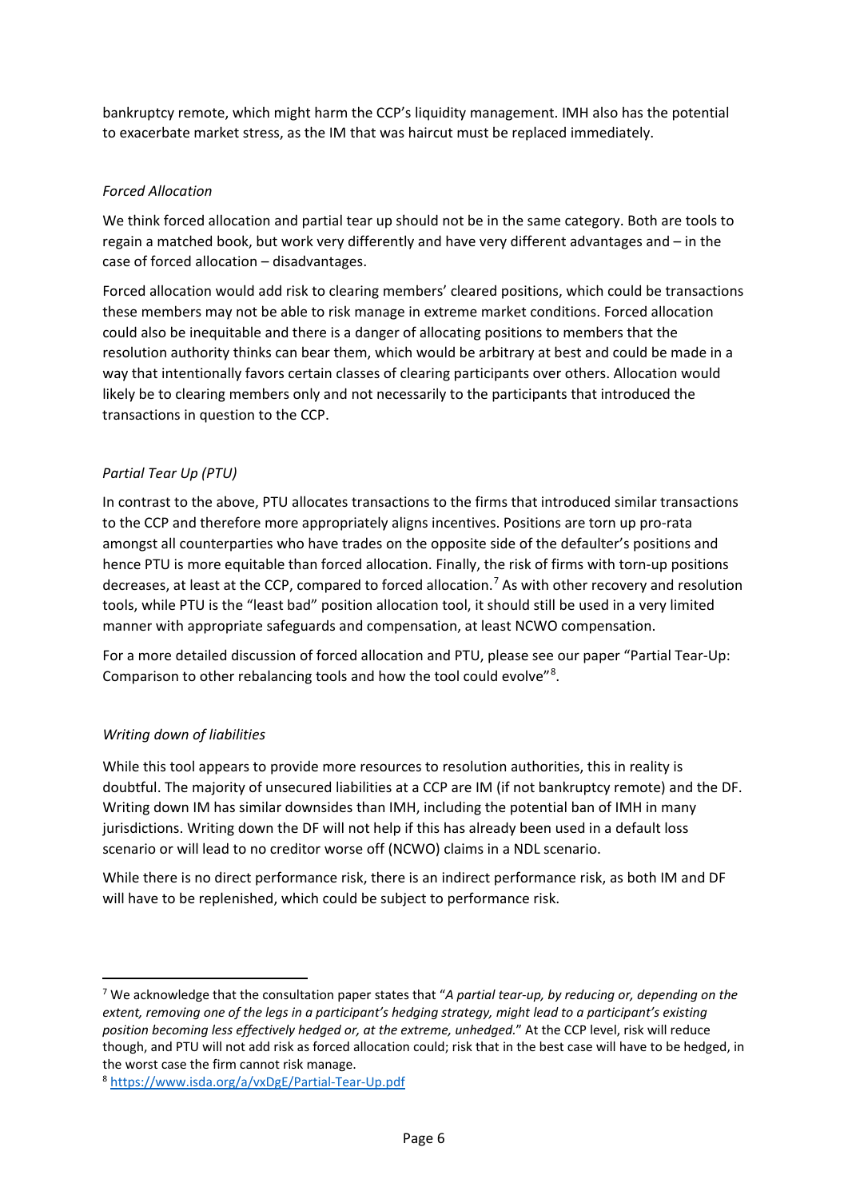bankruptcy remote, which might harm the CCP's liquidity management. IMH also has the potential to exacerbate market stress, as the IM that was haircut must be replaced immediately.

*Forced Allocation*

We think forced allocation and partial tear up should not be in the same category. Both are tools to regain a matched book, but work very differently and have very different advantages and – in the case of forced allocation – disadvantages.

Forced allocation would add risk to clearing members' cleared positions, which could be transactions these members may not be able to risk manage in extreme market conditions. Forced allocation could also be inequitable and there is a danger of allocating positions to members that the resolution authority thinks can bear them, which would be arbitrary at best and could be made in a way that intentionally favors certain classes of clearing participants over others. Allocation would likely be to clearing members only and not necessarily to the participants that introduced the transactions in question to the CCP.

*Partial Tear Up (PTU)*

In contrast to the above, PTU allocates transactions to the firms that introduced similar transactions to the CCP and therefore more appropriately aligns incentives. Positions are torn up pro-rata amongst all counterparties who have trades on the opposite side of the defaulter's positions and hence PTU is more equitable than forced allocation. Finally, the risk of firms with torn-up positions decreases, at least at the CCP, compared to forced allocation.[7] As with other recovery and resolution tools, while PTU is the "least bad" position allocation tool, it should still be used in a very limited manner with appropriate safeguards and compensation, at least NCWO compensation.

For a more detailed discussion of forced allocation and PTU, please see our paper "Partial Tear-Up: Comparison to other rebalancing tools and how the tool could evolve"[8].

*Writing down of liabilities*

While this tool appears to provide more resources to resolution authorities, this in reality is doubtful. The majority of unsecured liabilities at a CCP are IM (if not bankruptcy remote) and the DF. Writing down IM has similar downsides than IMH, including the potential ban of IMH in many jurisdictions. Writing down the DF will not help if this has already been used in a default loss scenario or will lead to no creditor worse off (NCWO) claims in a NDL scenario.

While there is no direct performance risk, there is an indirect performance risk, as both IM and DF will have to be replenished, which could be subject to performance risk.

---

[7] We acknowledge that the consultation paper states that "*A partial tear-up, by reducing or, depending on the extent, removing one of the legs in a participant's hedging strategy, might lead to a participant's existing position becoming less effectively hedged or, at the extreme, unhedged.*" At the CCP level, risk will reduce though, and PTU will not add risk as forced allocation could; risk that in the best case will have to be hedged, in the worst case the firm cannot risk manage.

[8] https://www.isda.org/a/vxDgE/Partial-Tear-Up.pdf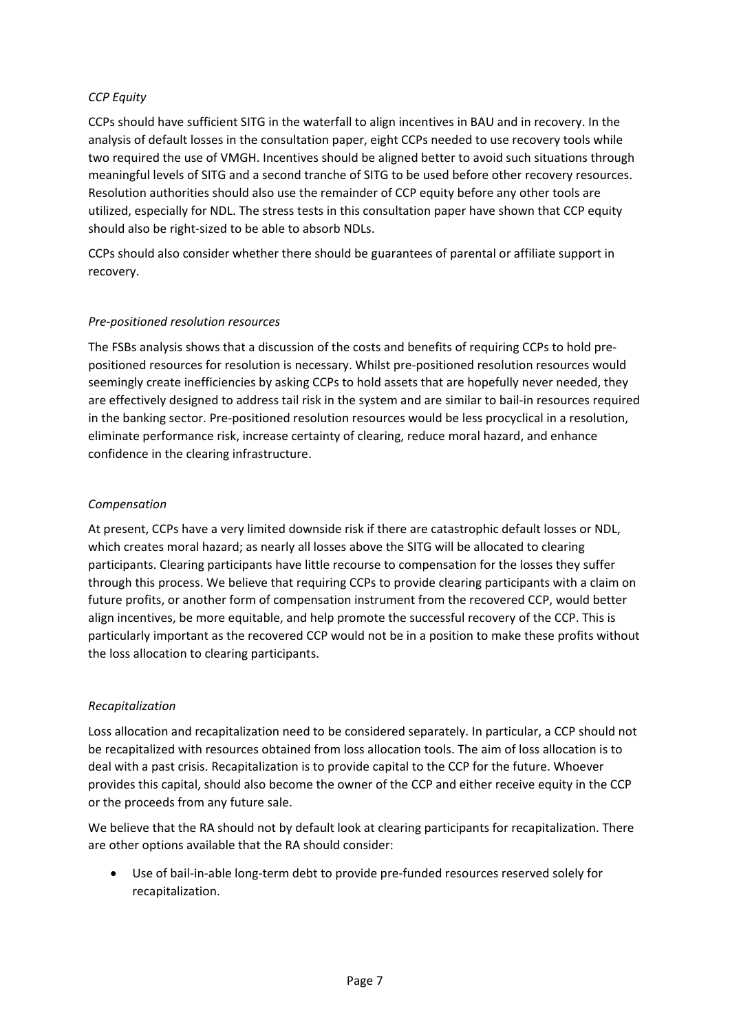*CCP Equity*

CCPs should have sufficient SITG in the waterfall to align incentives in BAU and in recovery. In the analysis of default losses in the consultation paper, eight CCPs needed to use recovery tools while two required the use of VMGH. Incentives should be aligned better to avoid such situations through meaningful levels of SITG and a second tranche of SITG to be used before other recovery resources. Resolution authorities should also use the remainder of CCP equity before any other tools are utilized, especially for NDL. The stress tests in this consultation paper have shown that CCP equity should also be right-sized to be able to absorb NDLs.

CCPs should also consider whether there should be guarantees of parental or affiliate support in recovery.

*Pre-positioned resolution resources*

The FSBs analysis shows that a discussion of the costs and benefits of requiring CCPs to hold pre-positioned resources for resolution is necessary. Whilst pre-positioned resolution resources would seemingly create inefficiencies by asking CCPs to hold assets that are hopefully never needed, they are effectively designed to address tail risk in the system and are similar to bail-in resources required in the banking sector. Pre-positioned resolution resources would be less procyclical in a resolution, eliminate performance risk, increase certainty of clearing, reduce moral hazard, and enhance confidence in the clearing infrastructure.

*Compensation*

At present, CCPs have a very limited downside risk if there are catastrophic default losses or NDL, which creates moral hazard; as nearly all losses above the SITG will be allocated to clearing participants. Clearing participants have little recourse to compensation for the losses they suffer through this process. We believe that requiring CCPs to provide clearing participants with a claim on future profits, or another form of compensation instrument from the recovered CCP, would better align incentives, be more equitable, and help promote the successful recovery of the CCP. This is particularly important as the recovered CCP would not be in a position to make these profits without the loss allocation to clearing participants.

*Recapitalization*

Loss allocation and recapitalization need to be considered separately. In particular, a CCP should not be recapitalized with resources obtained from loss allocation tools. The aim of loss allocation is to deal with a past crisis. Recapitalization is to provide capital to the CCP for the future. Whoever provides this capital, should also become the owner of the CCP and either receive equity in the CCP or the proceeds from any future sale.

We believe that the RA should not by default look at clearing participants for recapitalization. There are other options available that the RA should consider:

- Use of bail-in-able long-term debt to provide pre-funded resources reserved solely for recapitalization.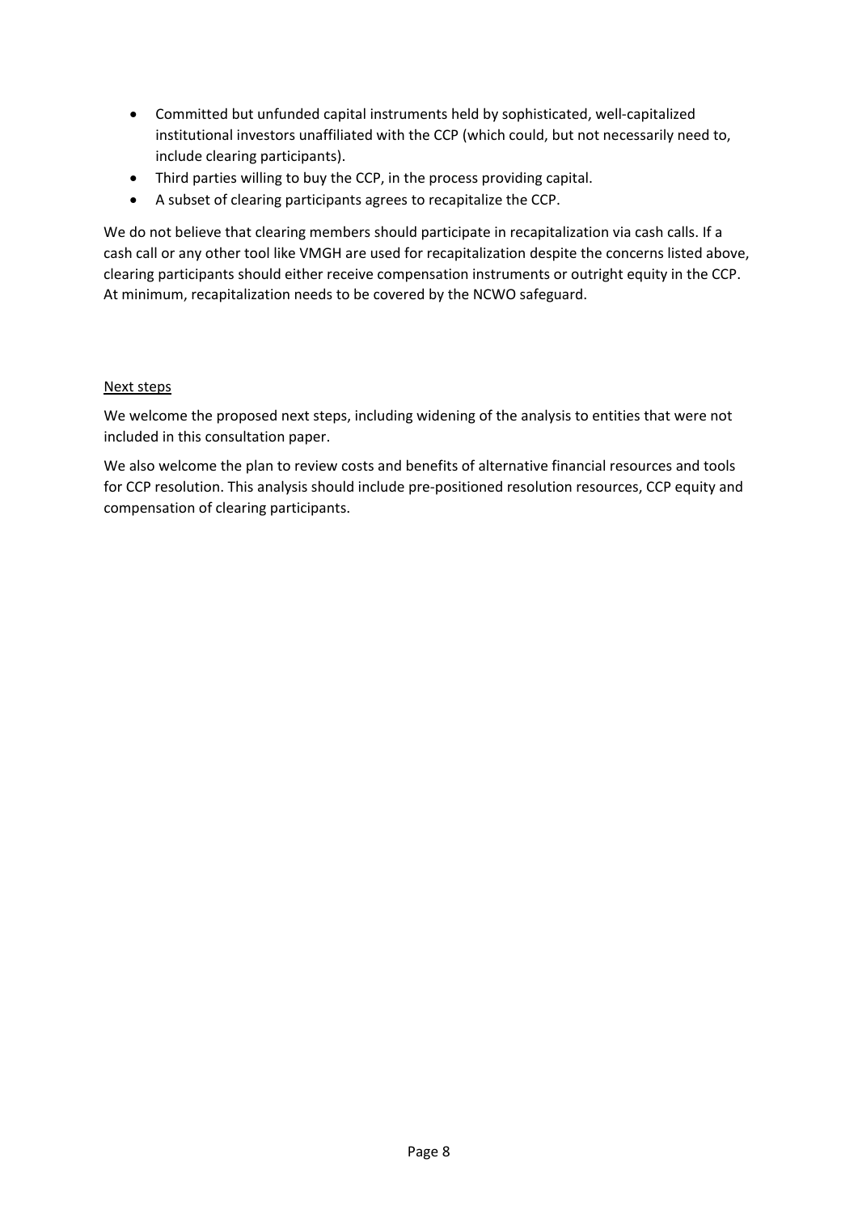- Committed but unfunded capital instruments held by sophisticated, well-capitalized institutional investors unaffiliated with the CCP (which could, but not necessarily need to, include clearing participants).
- Third parties willing to buy the CCP, in the process providing capital.
- A subset of clearing participants agrees to recapitalize the CCP.

We do not believe that clearing members should participate in recapitalization via cash calls. If a cash call or any other tool like VMGH are used for recapitalization despite the concerns listed above, clearing participants should either receive compensation instruments or outright equity in the CCP. At minimum, recapitalization needs to be covered by the NCWO safeguard.

Next steps

We welcome the proposed next steps, including widening of the analysis to entities that were not included in this consultation paper.

We also welcome the plan to review costs and benefits of alternative financial resources and tools for CCP resolution. This analysis should include pre-positioned resolution resources, CCP equity and compensation of clearing participants.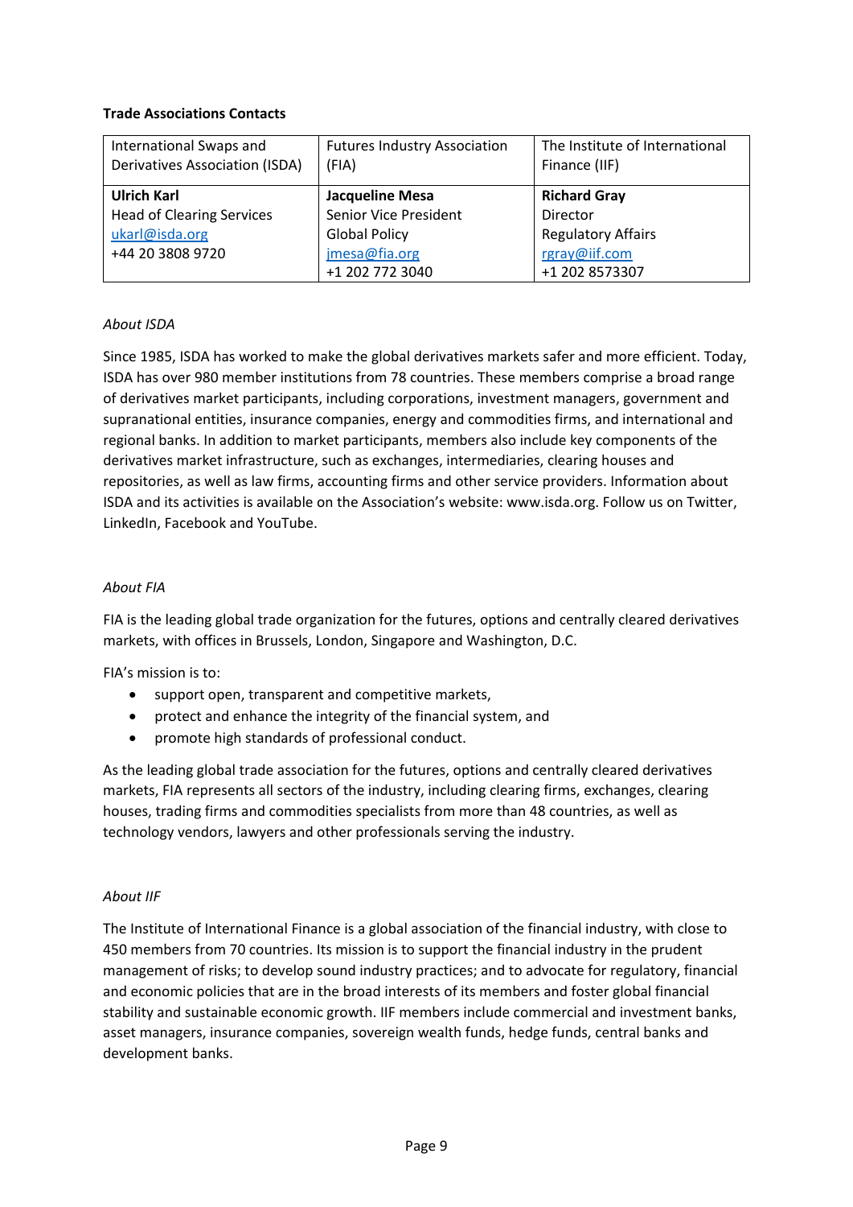**Trade Associations Contacts**

| International Swaps and Derivatives Association (ISDA) | Futures Industry Association (FIA) | The Institute of International Finance (IIF) |
|---|---|---|
| **Ulrich Karl**<br>Head of Clearing Services<br>ukarl@isda.org<br>+44 20 3808 9720 | **Jacqueline Mesa**<br>Senior Vice President<br>Global Policy<br>jmesa@fia.org<br>+1 202 772 3040 | **Richard Gray**<br>Director<br>Regulatory Affairs<br>rgray@iif.com<br>+1 202 8573307 |

*About ISDA*

Since 1985, ISDA has worked to make the global derivatives markets safer and more efficient. Today, ISDA has over 980 member institutions from 78 countries. These members comprise a broad range of derivatives market participants, including corporations, investment managers, government and supranational entities, insurance companies, energy and commodities firms, and international and regional banks. In addition to market participants, members also include key components of the derivatives market infrastructure, such as exchanges, intermediaries, clearing houses and repositories, as well as law firms, accounting firms and other service providers. Information about ISDA and its activities is available on the Association's website: www.isda.org. Follow us on Twitter, LinkedIn, Facebook and YouTube.

*About FIA*

FIA is the leading global trade organization for the futures, options and centrally cleared derivatives markets, with offices in Brussels, London, Singapore and Washington, D.C.

FIA's mission is to:

- support open, transparent and competitive markets,
- protect and enhance the integrity of the financial system, and
- promote high standards of professional conduct.

As the leading global trade association for the futures, options and centrally cleared derivatives markets, FIA represents all sectors of the industry, including clearing firms, exchanges, clearing houses, trading firms and commodities specialists from more than 48 countries, as well as technology vendors, lawyers and other professionals serving the industry.

*About IIF*

The Institute of International Finance is a global association of the financial industry, with close to 450 members from 70 countries. Its mission is to support the financial industry in the prudent management of risks; to develop sound industry practices; and to advocate for regulatory, financial and economic policies that are in the broad interests of its members and foster global financial stability and sustainable economic growth. IIF members include commercial and investment banks, asset managers, insurance companies, sovereign wealth funds, hedge funds, central banks and development banks.